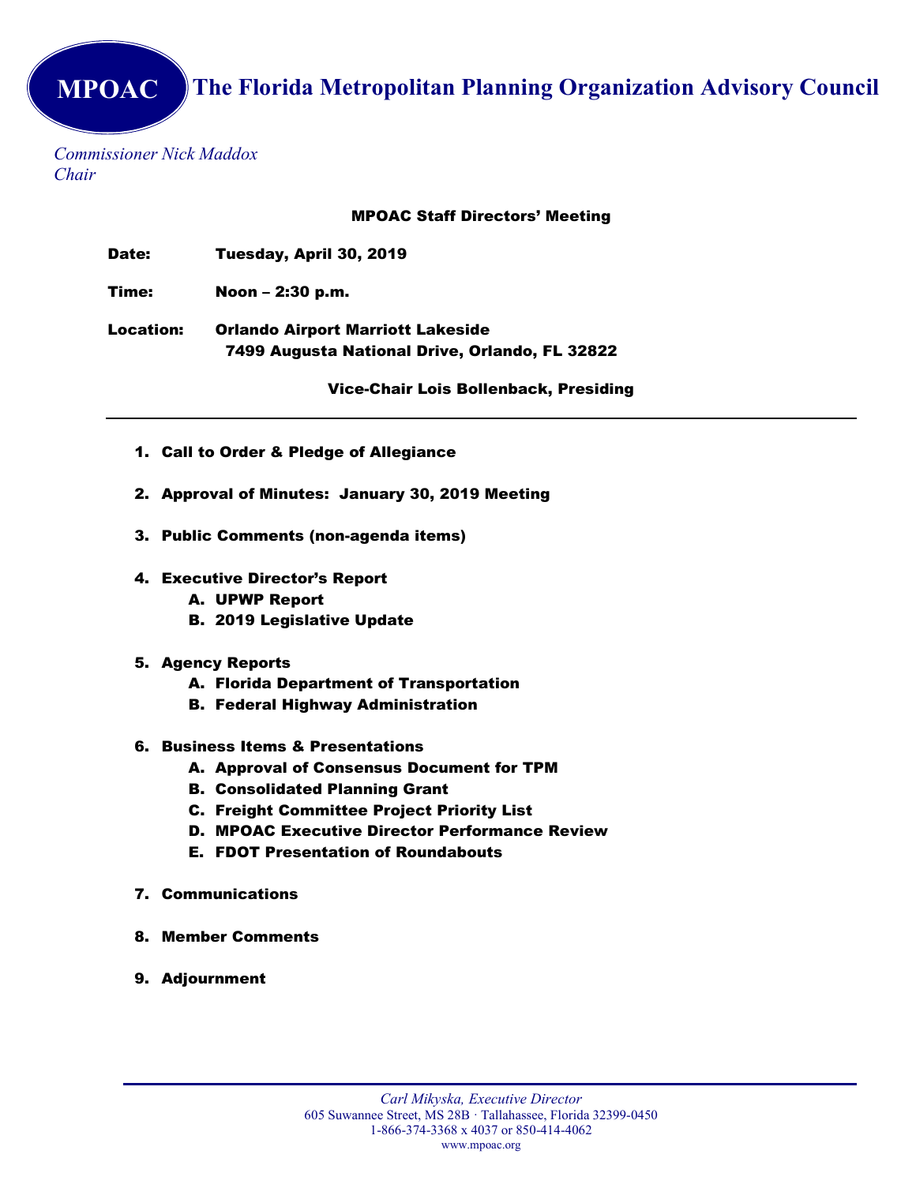# MPOAC The Florida Metropolitan Planning Organization Advisory Council

*Commissioner Nick Maddox*
*Chair*

## MPOAC Staff Directors' Meeting

**Date:** Tuesday, April 30, 2019

**Time:** Noon – 2:30 p.m.

**Location:** Orlando Airport Marriott Lakeside
7499 Augusta National Drive, Orlando, FL 32822

**Vice-Chair Lois Bollenback, Presiding**

---

1. **Call to Order & Pledge of Allegiance**
2. **Approval of Minutes: January 30, 2019 Meeting**
3. **Public Comments (non-agenda items)**
4. **Executive Director's Report**
   A. UPWP Report
   B. 2019 Legislative Update
5. **Agency Reports**
   A. Florida Department of Transportation
   B. Federal Highway Administration
6. **Business Items & Presentations**
   A. Approval of Consensus Document for TPM
   B. Consolidated Planning Grant
   C. Freight Committee Project Priority List
   D. MPOAC Executive Director Performance Review
   E. FDOT Presentation of Roundabouts
7. **Communications**
8. **Member Comments**
9. **Adjournment**

---

*Carl Mikyska, Executive Director*
605 Suwannee Street, MS 28B · Tallahassee, Florida 32399-0450
1-866-374-3368 x 4037 or 850-414-4062
www.mpoac.org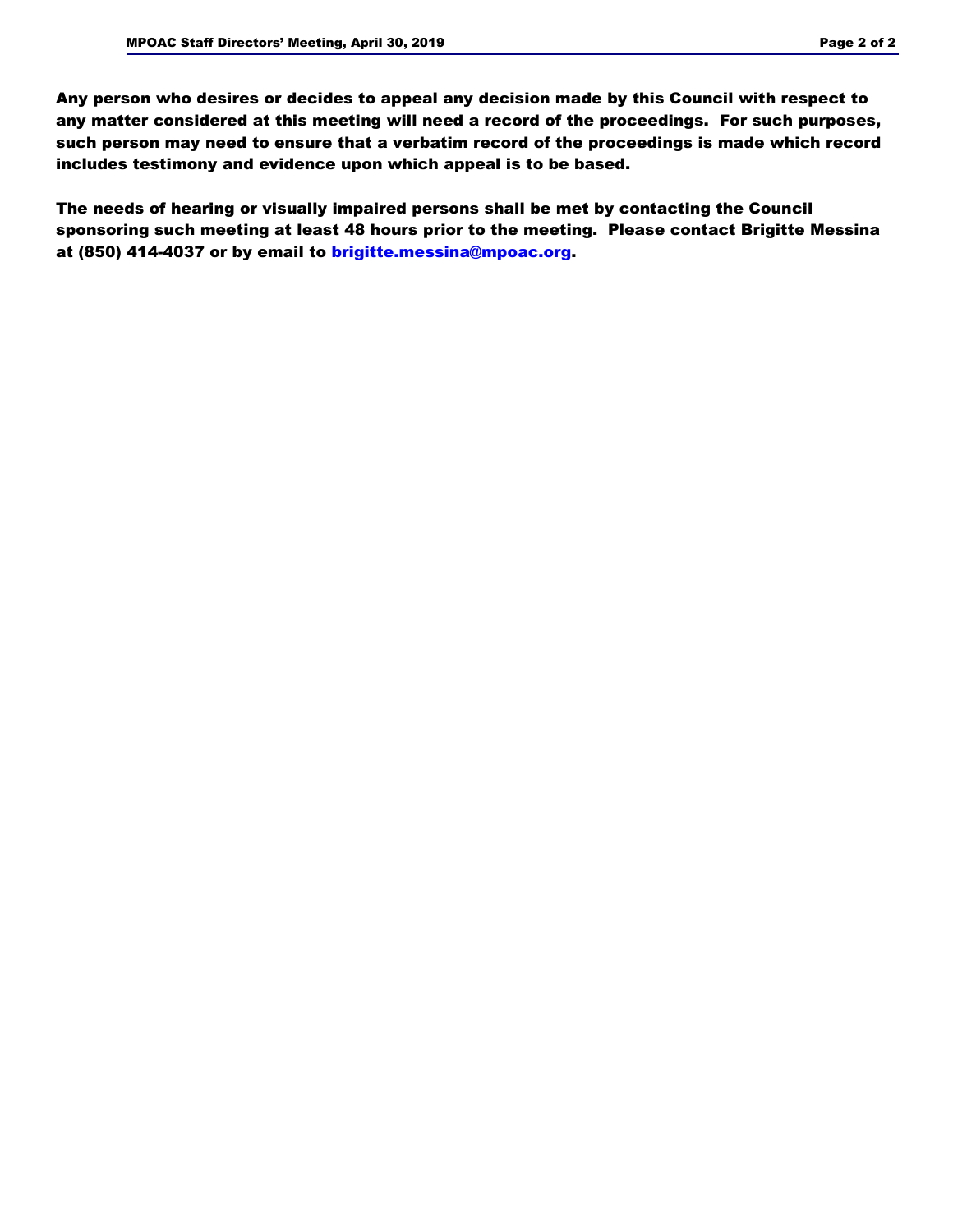**Any person who desires or decides to appeal any decision made by this Council with respect to any matter considered at this meeting will need a record of the proceedings. For such purposes, such person may need to ensure that a verbatim record of the proceedings is made which record includes testimony and evidence upon which appeal is to be based.**

**The needs of hearing or visually impaired persons shall be met by contacting the Council sponsoring such meeting at least 48 hours prior to the meeting. Please contact Brigitte Messina at (850) 414-4037 or by email to [brigitte.messina@mpoac.org](mailto:brigitte.messina@mpoac.org).**